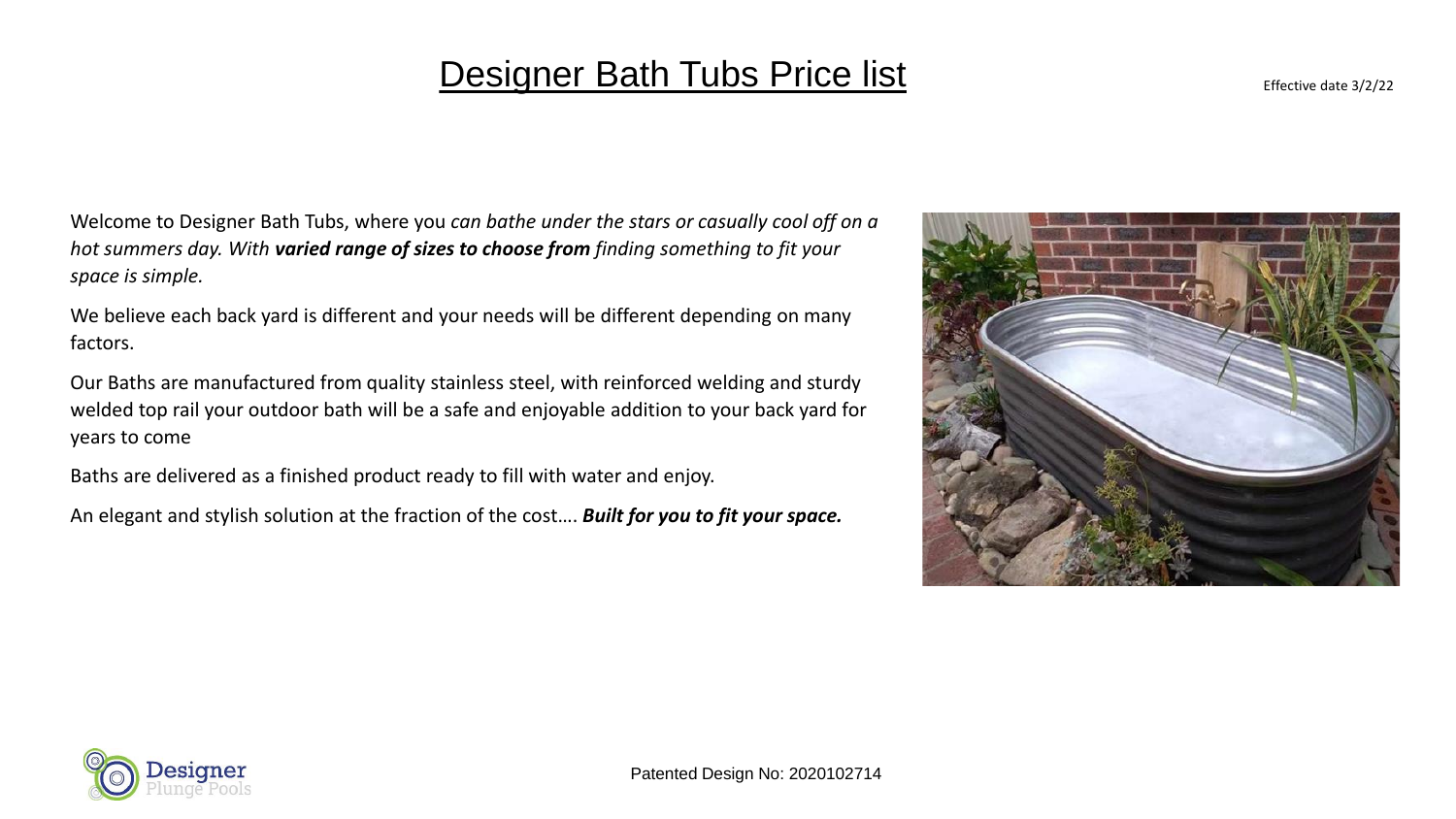# Designer Bath Tubs Price list

Effective date 3/2/22

Welcome to Designer Bath Tubs, where you *can bathe under the stars or casually cool off on a hot summers day. With **varied range of sizes to choose from** finding something to fit your space is simple.*

We believe each back yard is different and your needs will be different depending on many factors.

Our Baths are manufactured from quality stainless steel, with reinforced welding and sturdy welded top rail your outdoor bath will be a safe and enjoyable addition to your back yard for years to come

Baths are delivered as a finished product ready to fill with water and enjoy.

An elegant and stylish solution at the fraction of the cost…. ***Built for you to fit your space.***

Designer Plunge Pools

Patented Design No: 2020102714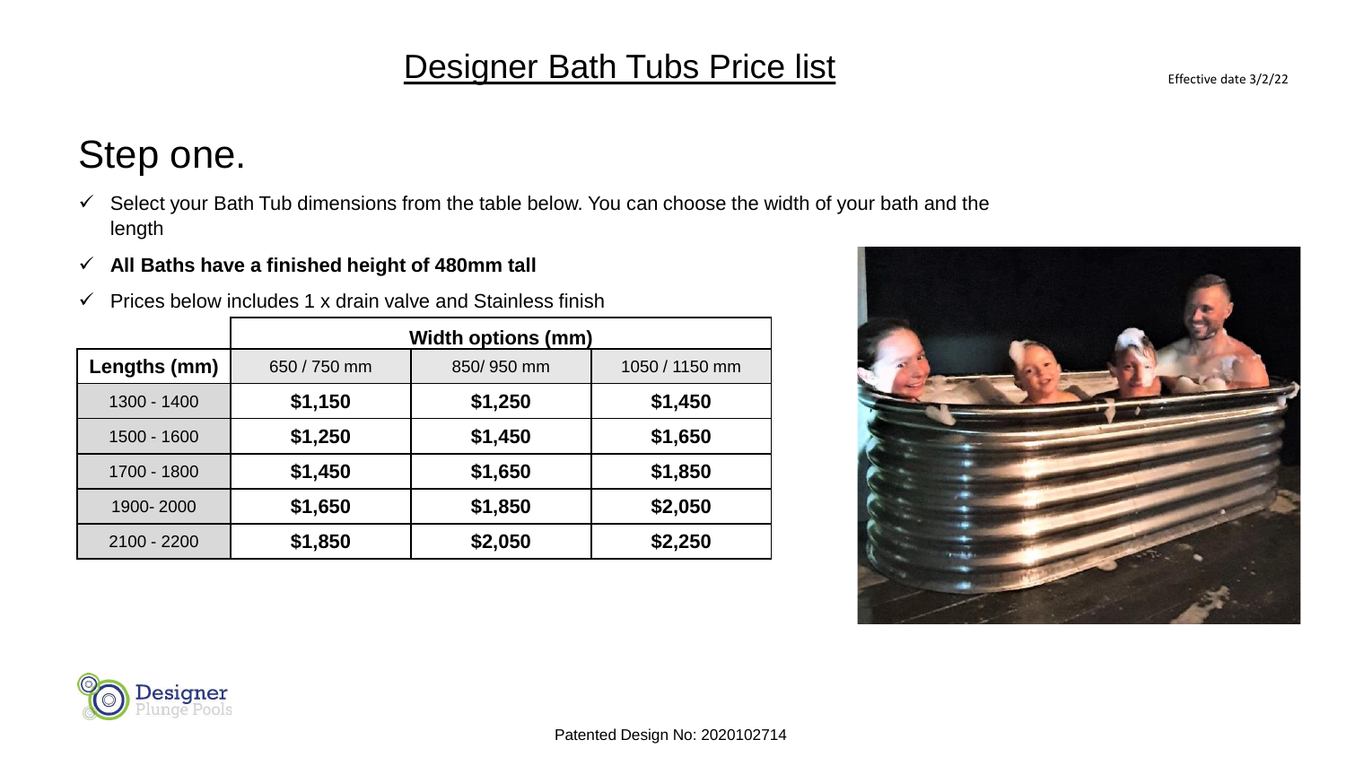# Designer Bath Tubs Price list

Effective date 3/2/22

## Step one.

- ✓ Select your Bath Tub dimensions from the table below. You can choose the width of your bath and the length
- ✓ **All Baths have a finished height of 480mm tall**
- ✓ Prices below includes 1 x drain valve and Stainless finish

| | Width options (mm) | | |
|---|---|---|---|
| **Lengths (mm)** | 650 / 750 mm | 850/ 950 mm | 1050 / 1150 mm |
| 1300 - 1400 | **$1,150** | **$1,250** | **$1,450** |
| 1500 - 1600 | **$1,250** | **$1,450** | **$1,650** |
| 1700 - 1800 | **$1,450** | **$1,650** | **$1,850** |
| 1900- 2000 | **$1,650** | **$1,850** | **$2,050** |
| 2100 - 2200 | **$1,850** | **$2,050** | **$2,250** |

Designer Plunge Pools

Patented Design No: 2020102714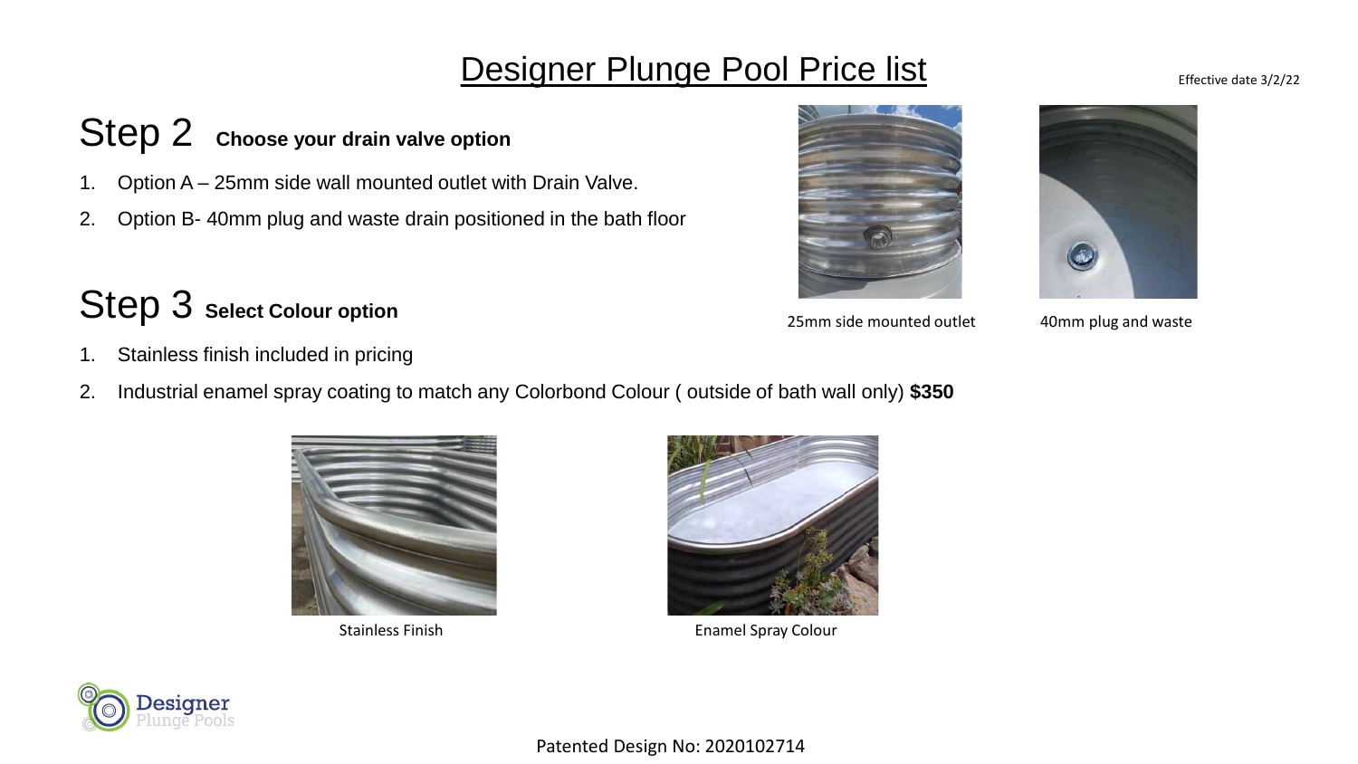# Designer Plunge Pool Price list

Effective date 3/2/22

## Step 2 Choose your drain valve option

1. Option A – 25mm side wall mounted outlet with Drain Valve.
2. Option B- 40mm plug and waste drain positioned in the bath floor

25mm side mounted outlet

40mm plug and waste

## Step 3 Select Colour option

1. Stainless finish included in pricing
2. Industrial enamel spray coating to match any Colorbond Colour ( outside of bath wall only) **$350**

Stainless Finish

Enamel Spray Colour

Patented Design No: 2020102714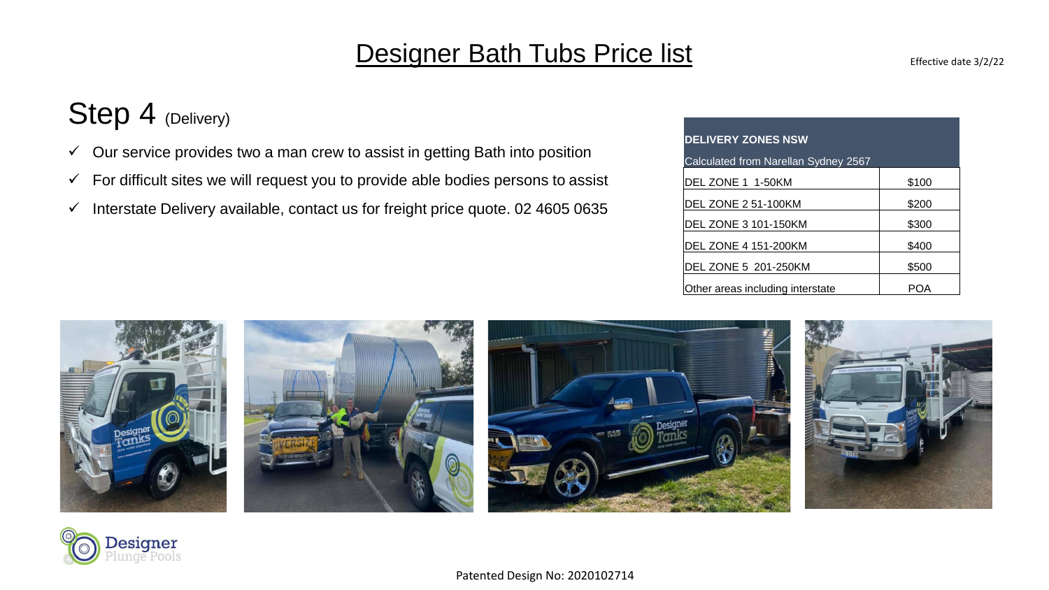# Designer Bath Tubs Price list

Effective date 3/2/22

## Step 4 (Delivery)

- ✓ Our service provides two a man crew to assist in getting Bath into position
- ✓ For difficult sites we will request you to provide able bodies persons to assist
- ✓ Interstate Delivery available, contact us for freight price quote. 02 4605 0635

| DELIVERY ZONES NSW<br>Calculated from Narellan Sydney 2567 | |
|---|---|
| DEL ZONE 1 1-50KM | $100 |
| DEL ZONE 2 51-100KM | $200 |
| DEL ZONE 3 101-150KM | $300 |
| DEL ZONE 4 151-200KM | $400 |
| DEL ZONE 5 201-250KM | $500 |
| Other areas including interstate | POA |

Patented Design No: 2020102714